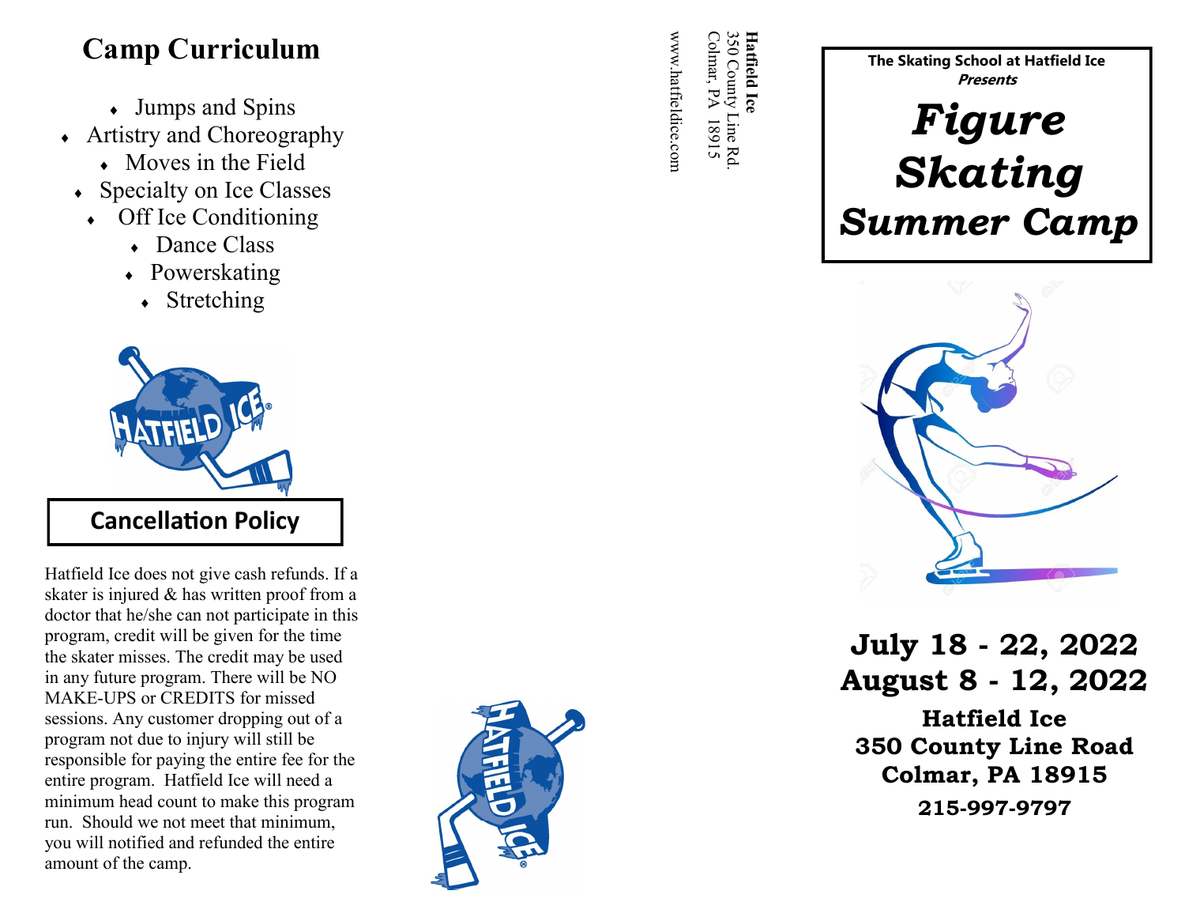## Camp Curriculum

- Jumps and Spins
- Artistry and Choreography
- Moves in the Field
- Specialty on Ice Classes
- Off Ice Conditioning
- Dance Class
- Powerskating
- Stretching

## Cancellation Policy

Hatfield Ice does not give cash refunds. If a skater is injured & has written proof from a doctor that he/she can not participate in this program, credit will be given for the time the skater misses. The credit may be used in any future program. There will be NO MAKE-UPS or CREDITS for missed sessions. Any customer dropping out of a program not due to injury will still be responsible for paying the entire fee for the entire program. Hatfield Ice will need a minimum head count to make this program run. Should we not meet that minimum, you will notified and refunded the entire amount of the camp.

**Hatfield Ice**
350 County Line Rd.
Colmar, PA 18915
www.hatfieldice.com

**The Skating School at Hatfield Ice**
***Presents***

# *Figure Skating Summer Camp*

**July 18 - 22, 2022**
**August 8 - 12, 2022**

**Hatfield Ice**
**350 County Line Road**
**Colmar, PA 18915**
**215-997-9797**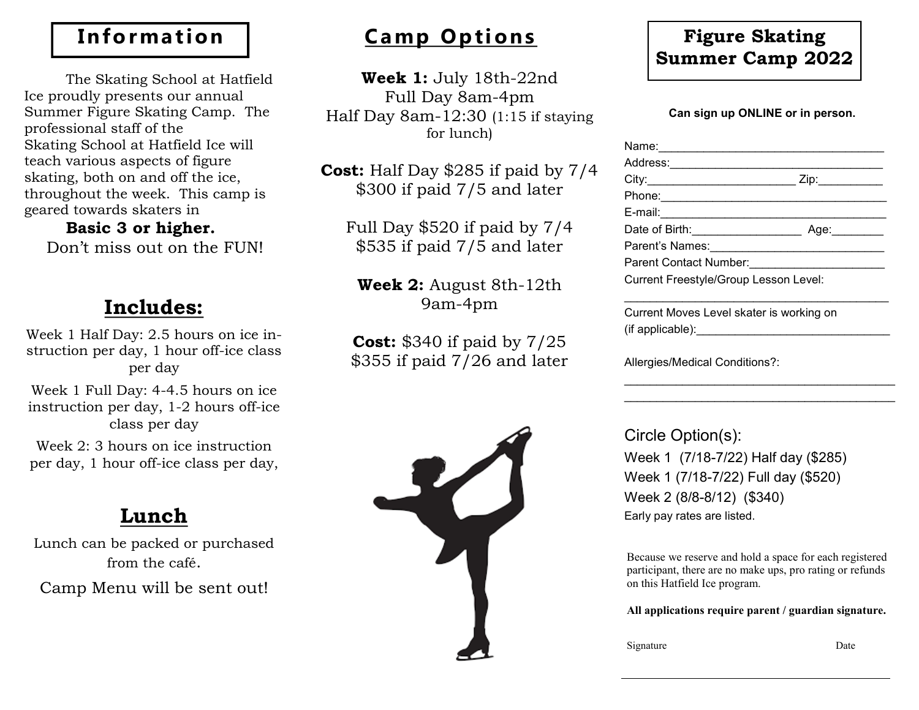# Information

The Skating School at Hatfield Ice proudly presents our annual Summer Figure Skating Camp. The professional staff of the Skating School at Hatfield Ice will teach various aspects of figure skating, both on and off the ice, throughout the week. This camp is geared towards skaters in

**Basic 3 or higher.**

Don't miss out on the FUN!

## Includes:

Week 1 Half Day: 2.5 hours on ice instruction per day, 1 hour off-ice class per day

Week 1 Full Day: 4-4.5 hours on ice instruction per day, 1-2 hours off-ice class per day

Week 2: 3 hours on ice instruction per day, 1 hour off-ice class per day,

## Lunch

Lunch can be packed or purchased from the café.

Camp Menu will be sent out!

# Camp Options

**Week 1:** July 18th-22nd
Full Day 8am-4pm
Half Day 8am-12:30 (1:15 if staying for lunch)

**Cost:** Half Day $285 if paid by 7/4
$300 if paid 7/5 and later

Full Day $520 if paid by 7/4
$535 if paid 7/5 and later

**Week 2:** August 8th-12th
9am-4pm

**Cost:** $340 if paid by 7/25
$355 if paid 7/26 and later

# Figure Skating Summer Camp 2022

**Can sign up ONLINE or in person.**

Name:___________________________________
Address:_________________________________
City:_______________________ Zip:__________
Phone:___________________________________
E-mail:___________________________________
Date of Birth:_________________ Age:________
Parent's Names:___________________________
Parent Contact Number:_____________________
Current Freestyle/Group Lesson Level:
__________________________________________
Current Moves Level skater is working on
(if applicable):______________________________

Allergies/Medical Conditions?:
__________________________________________
__________________________________________

Circle Option(s):

Week 1 (7/18-7/22) Half day ($285)
Week 1 (7/18-7/22) Full day ($520)
Week 2 (8/8-8/12) ($340)
Early pay rates are listed.

Because we reserve and hold a space for each registered participant, there are no make ups, pro rating or refunds on this Hatfield Ice program.

**All applications require parent / guardian signature.**

Signature Date

__________________________________________